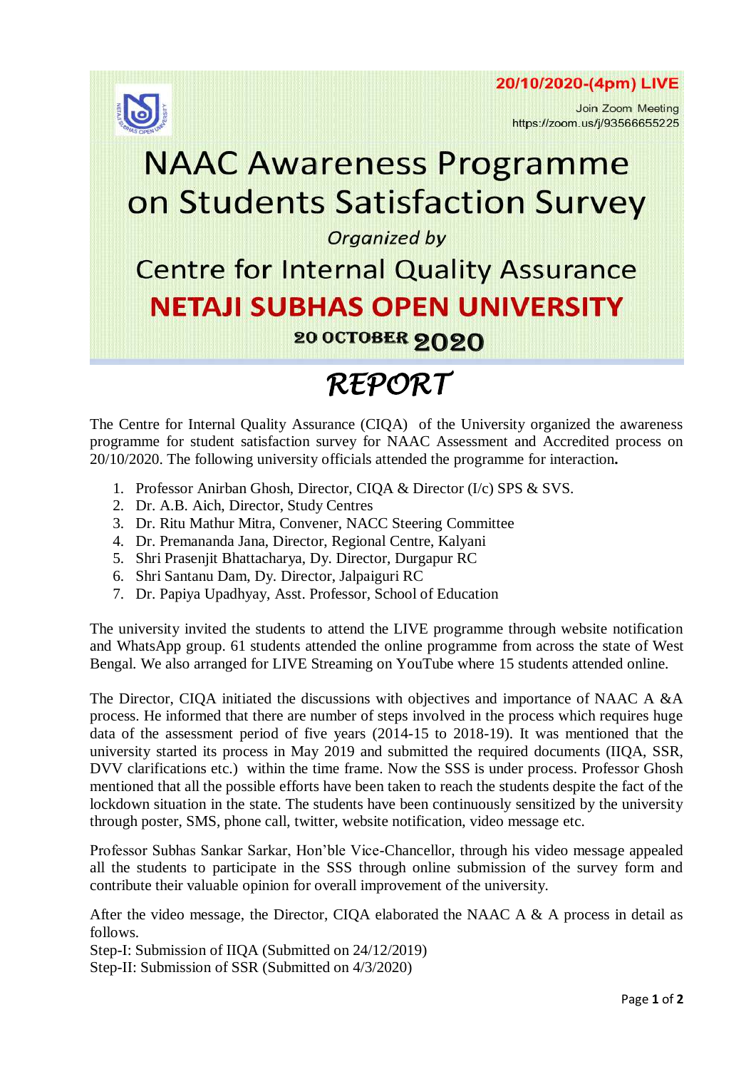**20/10/2020-(4pm) LIVE**

Join Zoom Meeting
https://zoom.us/j/93566655225

# NAAC Awareness Programme on Students Satisfaction Survey

*Organized by*

## Centre for Internal Quality Assurance

## NETAJI SUBHAS OPEN UNIVERSITY

**20 OCTOBER 2020**

# *REPORT*

The Centre for Internal Quality Assurance (CIQA) of the University organized the awareness programme for student satisfaction survey for NAAC Assessment and Accredited process on 20/10/2020. The following university officials attended the programme for interaction**.**

1. Professor Anirban Ghosh, Director, CIQA & Director (I/c) SPS & SVS.
2. Dr. A.B. Aich, Director, Study Centres
3. Dr. Ritu Mathur Mitra, Convener, NACC Steering Committee
4. Dr. Premananda Jana, Director, Regional Centre, Kalyani
5. Shri Prasenjit Bhattacharya, Dy. Director, Durgapur RC
6. Shri Santanu Dam, Dy. Director, Jalpaiguri RC
7. Dr. Papiya Upadhyay, Asst. Professor, School of Education

The university invited the students to attend the LIVE programme through website notification and WhatsApp group. 61 students attended the online programme from across the state of West Bengal. We also arranged for LIVE Streaming on YouTube where 15 students attended online.

The Director, CIQA initiated the discussions with objectives and importance of NAAC A &A process. He informed that there are number of steps involved in the process which requires huge data of the assessment period of five years (2014-15 to 2018-19). It was mentioned that the university started its process in May 2019 and submitted the required documents (IIQA, SSR, DVV clarifications etc.) within the time frame. Now the SSS is under process. Professor Ghosh mentioned that all the possible efforts have been taken to reach the students despite the fact of the lockdown situation in the state. The students have been continuously sensitized by the university through poster, SMS, phone call, twitter, website notification, video message etc.

Professor Subhas Sankar Sarkar, Hon'ble Vice-Chancellor, through his video message appealed all the students to participate in the SSS through online submission of the survey form and contribute their valuable opinion for overall improvement of the university.

After the video message, the Director, CIQA elaborated the NAAC A & A process in detail as follows.
Step-I: Submission of IIQA (Submitted on 24/12/2019)
Step-II: Submission of SSR (Submitted on 4/3/2020)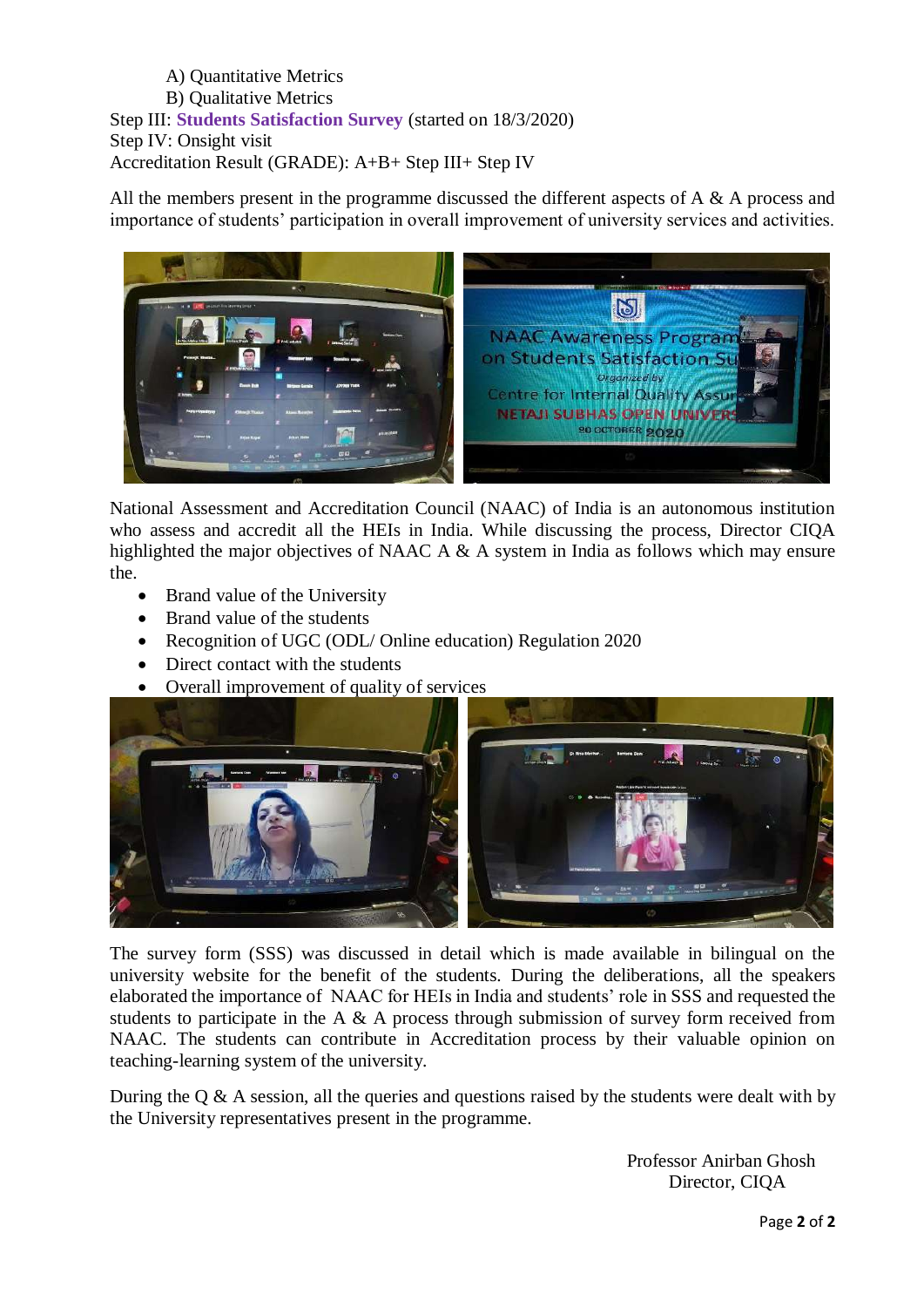A) Quantitative Metrics

B) Qualitative Metrics

Step III: **Students Satisfaction Survey** (started on 18/3/2020)

Step IV: Onsight visit

Accreditation Result (GRADE): A+B+ Step III+ Step IV

All the members present in the programme discussed the different aspects of A & A process and importance of students' participation in overall improvement of university services and activities.

National Assessment and Accreditation Council (NAAC) of India is an autonomous institution who assess and accredit all the HEIs in India. While discussing the process, Director CIQA highlighted the major objectives of NAAC A & A system in India as follows which may ensure the.

- Brand value of the University
- Brand value of the students
- Recognition of UGC (ODL/ Online education) Regulation 2020
- Direct contact with the students
- Overall improvement of quality of services

The survey form (SSS) was discussed in detail which is made available in bilingual on the university website for the benefit of the students. During the deliberations, all the speakers elaborated the importance of NAAC for HEIs in India and students' role in SSS and requested the students to participate in the A & A process through submission of survey form received from NAAC. The students can contribute in Accreditation process by their valuable opinion on teaching-learning system of the university.

During the Q & A session, all the queries and questions raised by the students were dealt with by the University representatives present in the programme.

Professor Anirban Ghosh

Director, CIQA